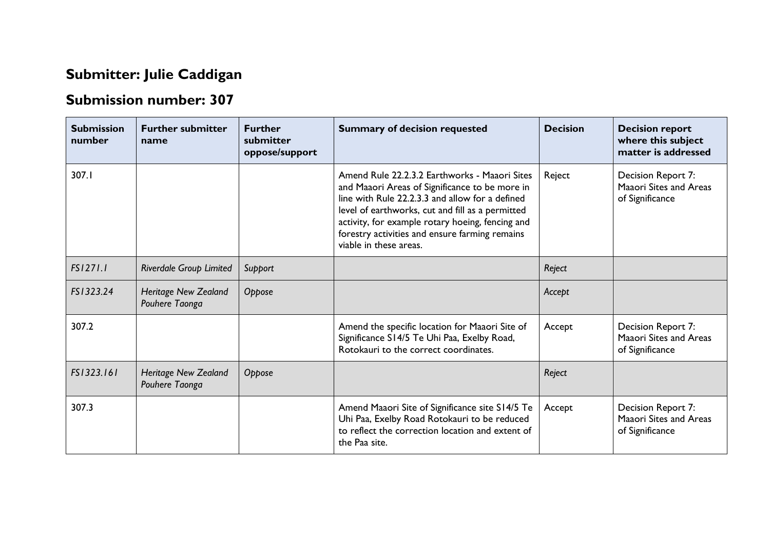## Submitter: Julie Caddigan

## Submission number: 307

| Submission number | Further submitter name | Further submitter oppose/support | Summary of decision requested | Decision | Decision report where this subject matter is addressed |
|---|---|---|---|---|---|
| 307.1 | | | Amend Rule 22.2.3.2 Earthworks - Maaori Sites and Maaori Areas of Significance to be more in line with Rule 22.2.3.3 and allow for a defined level of earthworks, cut and fill as a permitted activity, for example rotary hoeing, fencing and forestry activities and ensure farming remains viable in these areas. | Reject | Decision Report 7: Maaori Sites and Areas of Significance |
| *FS1271.1* | *Riverdale Group Limited* | *Support* | | *Reject* | |
| *FS1323.24* | *Heritage New Zealand Pouhere Taonga* | *Oppose* | | *Accept* | |
| 307.2 | | | Amend the specific location for Maaori Site of Significance S14/5 Te Uhi Paa, Exelby Road, Rotokauri to the correct coordinates. | Accept | Decision Report 7: Maaori Sites and Areas of Significance |
| *FS1323.161* | *Heritage New Zealand Pouhere Taonga* | *Oppose* | | *Reject* | |
| 307.3 | | | Amend Maaori Site of Significance site S14/5 Te Uhi Paa, Exelby Road Rotokauri to be reduced to reflect the correction location and extent of the Paa site. | Accept | Decision Report 7: Maaori Sites and Areas of Significance |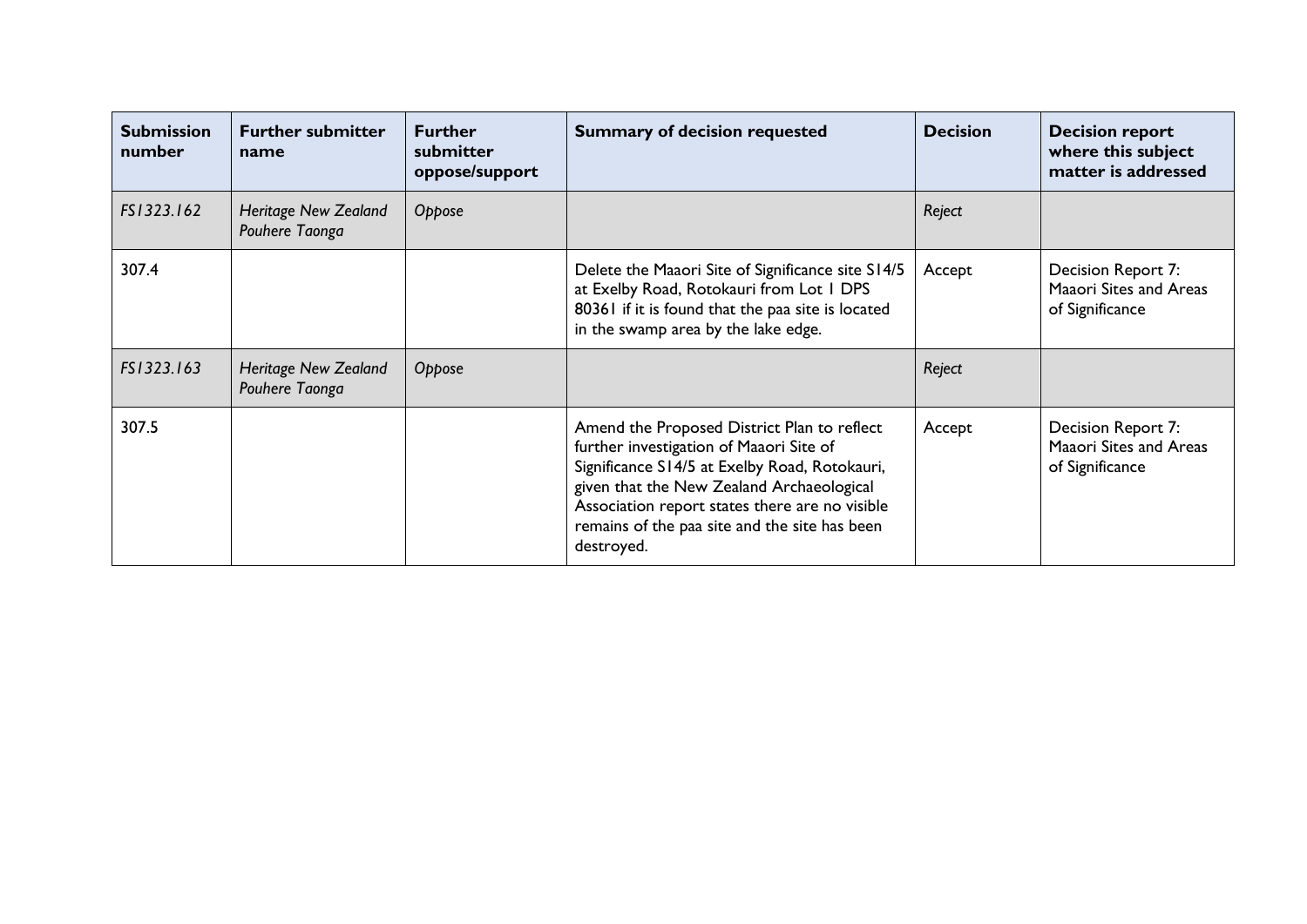| Submission number | Further submitter name | Further submitter oppose/support | Summary of decision requested | Decision | Decision report where this subject matter is addressed |
|---|---|---|---|---|---|
| *FS1323.162* | *Heritage New Zealand Pouhere Taonga* | *Oppose* | | *Reject* | |
| 307.4 | | | Delete the Maaori Site of Significance site S14/5 at Exelby Road, Rotokauri from Lot 1 DPS 80361 if it is found that the paa site is located in the swamp area by the lake edge. | Accept | Decision Report 7: Maaori Sites and Areas of Significance |
| *FS1323.163* | *Heritage New Zealand Pouhere Taonga* | *Oppose* | | *Reject* | |
| 307.5 | | | Amend the Proposed District Plan to reflect further investigation of Maaori Site of Significance S14/5 at Exelby Road, Rotokauri, given that the New Zealand Archaeological Association report states there are no visible remains of the paa site and the site has been destroyed. | Accept | Decision Report 7: Maaori Sites and Areas of Significance |